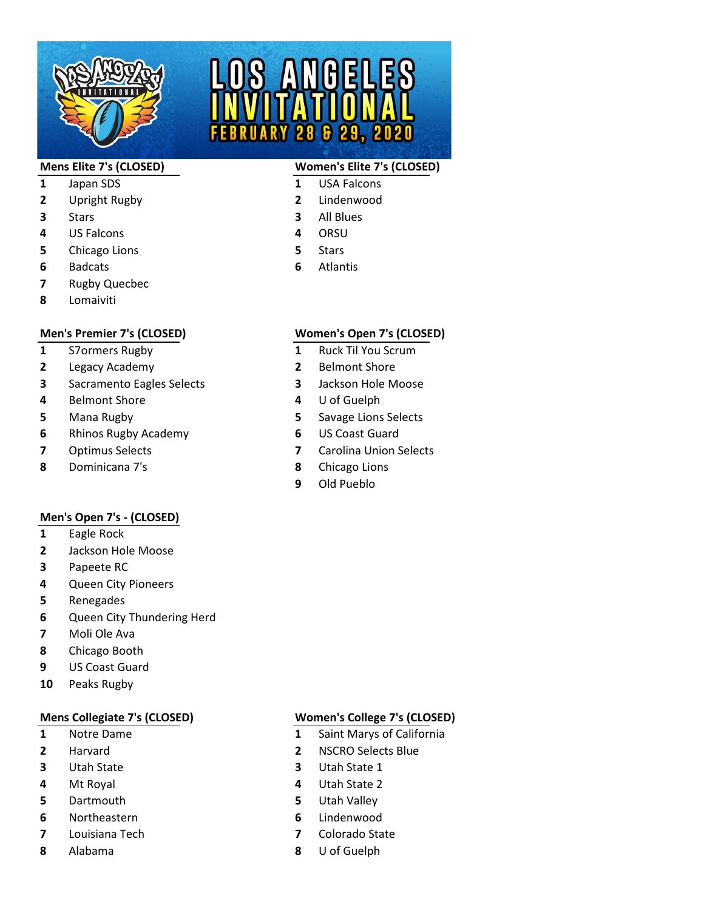# LOS ANGELES INVITATIONAL

## FEBRUARY 28 & 29, 2020

### Mens Elite 7's (CLOSED)

1. Japan SDS
2. Upright Rugby
3. Stars
4. US Falcons
5. Chicago Lions
6. Badcats
7. Rugby Quecbec
8. Lomaiviti

### Women's Elite 7's (CLOSED)

1. USA Falcons
2. Lindenwood
3. All Blues
4. ORSU
5. Stars
6. Atlantis

### Men's Premier 7's (CLOSED)

1. S7ormers Rugby
2. Legacy Academy
3. Sacramento Eagles Selects
4. Belmont Shore
5. Mana Rugby
6. Rhinos Rugby Academy
7. Optimus Selects
8. Dominicana 7's

### Women's Open 7's (CLOSED)

1. Ruck Til You Scrum
2. Belmont Shore
3. Jackson Hole Moose
4. U of Guelph
5. Savage Lions Selects
6. US Coast Guard
7. Carolina Union Selects
8. Chicago Lions
9. Old Pueblo

### Men's Open 7's - (CLOSED)

1. Eagle Rock
2. Jackson Hole Moose
3. Papeete RC
4. Queen City Pioneers
5. Renegades
6. Queen City Thundering Herd
7. Moli Ole Ava
8. Chicago Booth
9. US Coast Guard
10. Peaks Rugby

### Mens Collegiate 7's (CLOSED)

1. Notre Dame
2. Harvard
3. Utah State
4. Mt Royal
5. Dartmouth
6. Northeastern
7. Louisiana Tech
8. Alabama

### Women's College 7's (CLOSED)

1. Saint Marys of California
2. NSCRO Selects Blue
3. Utah State 1
4. Utah State 2
5. Utah Valley
6. Lindenwood
7. Colorado State
8. U of Guelph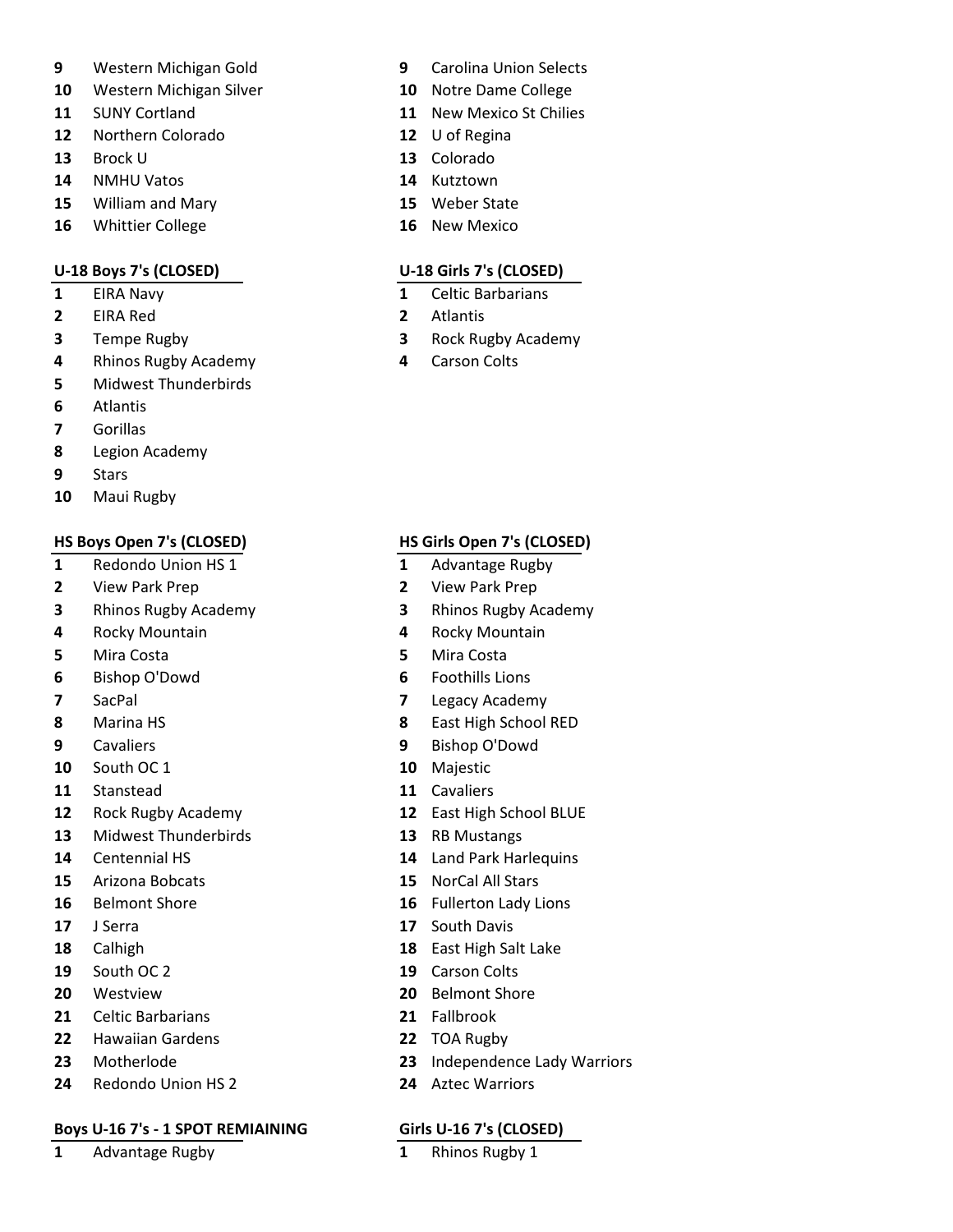9 Western Michigan Gold
10 Western Michigan Silver
11 SUNY Cortland
12 Northern Colorado
13 Brock U
14 NMHU Vatos
15 William and Mary
16 Whittier College

9 Carolina Union Selects
10 Notre Dame College
11 New Mexico St Chilies
12 U of Regina
13 Colorado
14 Kutztown
15 Weber State
16 New Mexico

**U-18 Boys 7's (CLOSED)**

1 EIRA Navy
2 EIRA Red
3 Tempe Rugby
4 Rhinos Rugby Academy
5 Midwest Thunderbirds
6 Atlantis
7 Gorillas
8 Legion Academy
9 Stars
10 Maui Rugby

**U-18 Girls 7's (CLOSED)**

1 Celtic Barbarians
2 Atlantis
3 Rock Rugby Academy
4 Carson Colts

**HS Boys Open 7's (CLOSED)**

1 Redondo Union HS 1
2 View Park Prep
3 Rhinos Rugby Academy
4 Rocky Mountain
5 Mira Costa
6 Bishop O'Dowd
7 SacPal
8 Marina HS
9 Cavaliers
10 South OC 1
11 Stanstead
12 Rock Rugby Academy
13 Midwest Thunderbirds
14 Centennial HS
15 Arizona Bobcats
16 Belmont Shore
17 J Serra
18 Calhigh
19 South OC 2
20 Westview
21 Celtic Barbarians
22 Hawaiian Gardens
23 Motherlode
24 Redondo Union HS 2

**HS Girls Open 7's (CLOSED)**

1 Advantage Rugby
2 View Park Prep
3 Rhinos Rugby Academy
4 Rocky Mountain
5 Mira Costa
6 Foothills Lions
7 Legacy Academy
8 East High School RED
9 Bishop O'Dowd
10 Majestic
11 Cavaliers
12 East High School BLUE
13 RB Mustangs
14 Land Park Harlequins
15 NorCal All Stars
16 Fullerton Lady Lions
17 South Davis
18 East High Salt Lake
19 Carson Colts
20 Belmont Shore
21 Fallbrook
22 TOA Rugby
23 Independence Lady Warriors
24 Aztec Warriors

**Boys U-16 7's - 1 SPOT REMIAINING**

1 Advantage Rugby

**Girls U-16 7's (CLOSED)**

1 Rhinos Rugby 1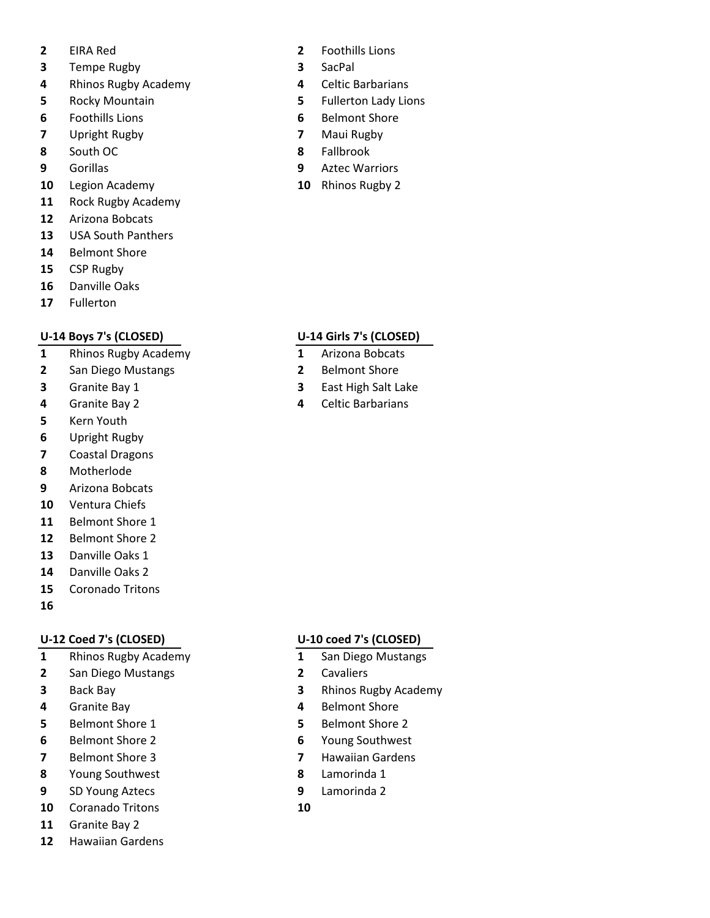2 EIRA Red
3 Tempe Rugby
4 Rhinos Rugby Academy
5 Rocky Mountain
6 Foothills Lions
7 Upright Rugby
8 South OC
9 Gorillas
10 Legion Academy
11 Rock Rugby Academy
12 Arizona Bobcats
13 USA South Panthers
14 Belmont Shore
15 CSP Rugby
16 Danville Oaks
17 Fullerton

2 Foothills Lions
3 SacPal
4 Celtic Barbarians
5 Fullerton Lady Lions
6 Belmont Shore
7 Maui Rugby
8 Fallbrook
9 Aztec Warriors
10 Rhinos Rugby 2

**U-14 Boys 7's (CLOSED)**

1 Rhinos Rugby Academy
2 San Diego Mustangs
3 Granite Bay 1
4 Granite Bay 2
5 Kern Youth
6 Upright Rugby
7 Coastal Dragons
8 Motherlode
9 Arizona Bobcats
10 Ventura Chiefs
11 Belmont Shore 1
12 Belmont Shore 2
13 Danville Oaks 1
14 Danville Oaks 2
15 Coronado Tritons
16

**U-14 Girls 7's (CLOSED)**

1 Arizona Bobcats
2 Belmont Shore
3 East High Salt Lake
4 Celtic Barbarians

**U-12 Coed 7's (CLOSED)**

1 Rhinos Rugby Academy
2 San Diego Mustangs
3 Back Bay
4 Granite Bay
5 Belmont Shore 1
6 Belmont Shore 2
7 Belmont Shore 3
8 Young Southwest
9 SD Young Aztecs
10 Coranado Tritons
11 Granite Bay 2
12 Hawaiian Gardens

**U-10 coed 7's (CLOSED)**

1 San Diego Mustangs
2 Cavaliers
3 Rhinos Rugby Academy
4 Belmont Shore
5 Belmont Shore 2
6 Young Southwest
7 Hawaiian Gardens
8 Lamorinda 1
9 Lamorinda 2
10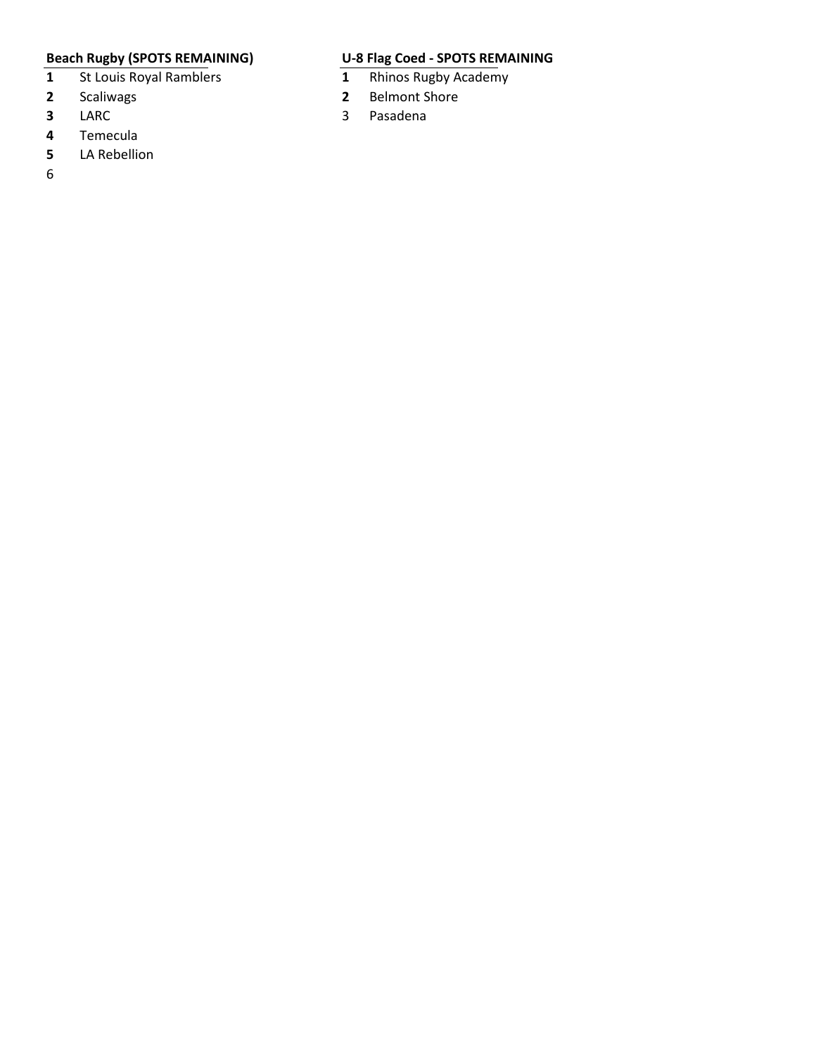**Beach Rugby (SPOTS REMAINING)**

**1** St Louis Royal Ramblers
**2** Scaliwags
**3** LARC
**4** Temecula
**5** LA Rebellion
6

**U-8 Flag Coed - SPOTS REMAINING**

**1** Rhinos Rugby Academy
**2** Belmont Shore
3 Pasadena